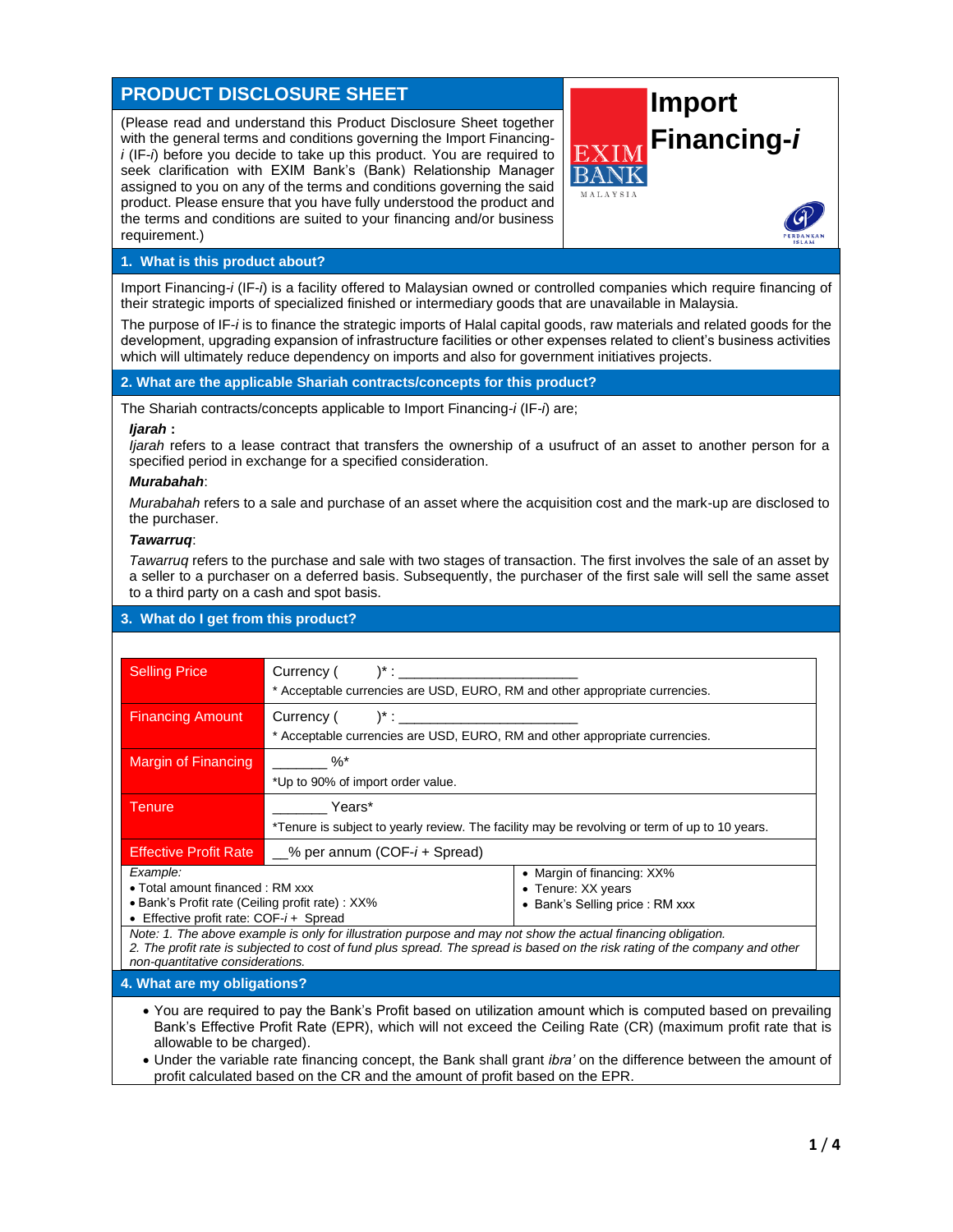# PRODUCT DISCLOSURE SHEET

(Please read and understand this Product Disclosure Sheet together with the general terms and conditions governing the Import Financing-*i* (IF-*i*) before you decide to take up this product. You are required to seek clarification with EXIM Bank's (Bank) Relationship Manager assigned to you on any of the terms and conditions governing the said product. Please ensure that you have fully understood the product and the terms and conditions are suited to your financing and/or business requirement.)

EXIM BANK MALAYSIA

# Import Financing-*i*

PERDANAKAN ISLAM

## 1. What is this product about?

Import Financing-*i* (IF-*i*) is a facility offered to Malaysian owned or controlled companies which require financing of their strategic imports of specialized finished or intermediary goods that are unavailable in Malaysia.

The purpose of IF-*i* is to finance the strategic imports of Halal capital goods, raw materials and related goods for the development, upgrading expansion of infrastructure facilities or other expenses related to client's business activities which will ultimately reduce dependency on imports and also for government initiatives projects.

## 2. What are the applicable Shariah contracts/concepts for this product?

The Shariah contracts/concepts applicable to Import Financing-*i* (IF-*i*) are;

***Ijarah* :**

*Ijarah* refers to a lease contract that transfers the ownership of a usufruct of an asset to another person for a specified period in exchange for a specified consideration.

***Murabahah***:

*Murabahah* refers to a sale and purchase of an asset where the acquisition cost and the mark-up are disclosed to the purchaser.

***Tawarruq***:

*Tawarruq* refers to the purchase and sale with two stages of transaction. The first involves the sale of an asset by a seller to a purchaser on a deferred basis. Subsequently, the purchaser of the first sale will sell the same asset to a third party on a cash and spot basis.

## 3. What do I get from this product?

| | |
|---|---|
| Selling Price | Currency (      )* : ______________________<br>* Acceptable currencies are USD, EURO, RM and other appropriate currencies. |
| Financing Amount | Currency (      )* : ______________________<br>* Acceptable currencies are USD, EURO, RM and other appropriate currencies. |
| Margin of Financing | _______ %*<br>*Up to 90% of import order value. |
| Tenure | _______ Years*<br>*Tenure is subject to yearly review. The facility may be revolving or term of up to 10 years. |
| Effective Profit Rate | __% per annum (COF-*i* + Spread) |

*Example:*

- Total amount financed : RM xxx
- Bank's Profit rate (Ceiling profit rate) : XX%
- Effective profit rate: COF-*i* + Spread
- Margin of financing: XX%
- Tenure: XX years
- Bank's Selling price : RM xxx

*Note: 1. The above example is only for illustration purpose and may not show the actual financing obligation.*
*2. The profit rate is subjected to cost of fund plus spread. The spread is based on the risk rating of the company and other non-quantitative considerations.*

## 4. What are my obligations?

- You are required to pay the Bank's Profit based on utilization amount which is computed based on prevailing Bank's Effective Profit Rate (EPR), which will not exceed the Ceiling Rate (CR) (maximum profit rate that is allowable to be charged).
- Under the variable rate financing concept, the Bank shall grant *ibra'* on the difference between the amount of profit calculated based on the CR and the amount of profit based on the EPR.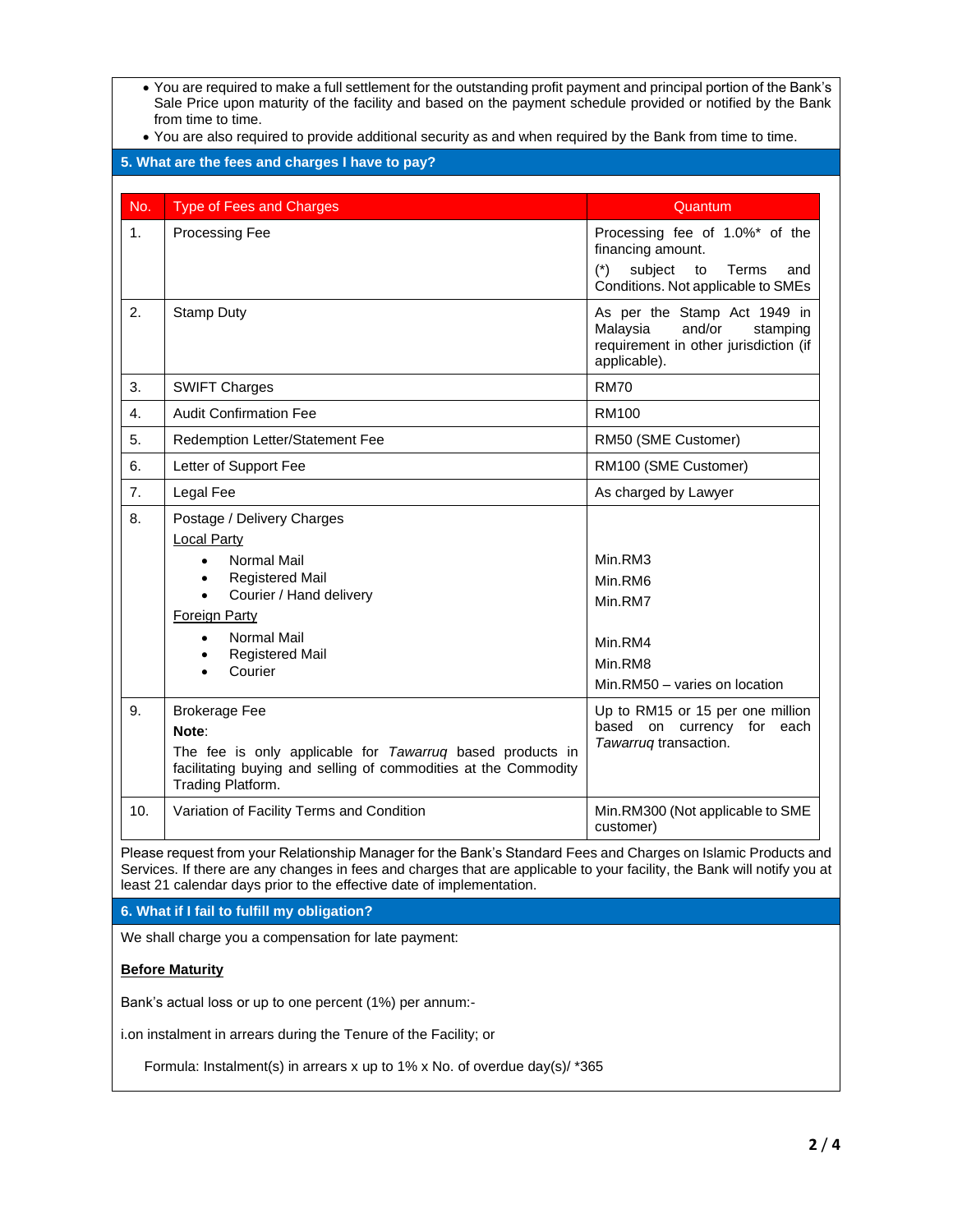- You are required to make a full settlement for the outstanding profit payment and principal portion of the Bank's Sale Price upon maturity of the facility and based on the payment schedule provided or notified by the Bank from time to time.
- You are also required to provide additional security as and when required by the Bank from time to time.

## 5. What are the fees and charges I have to pay?

| No. | Type of Fees and Charges | Quantum |
|---|---|---|
| 1. | Processing Fee | Processing fee of 1.0%* of the financing amount.<br>(*) subject to Terms and Conditions. Not applicable to SMEs |
| 2. | Stamp Duty | As per the Stamp Act 1949 in Malaysia and/or stamping requirement in other jurisdiction (if applicable). |
| 3. | SWIFT Charges | RM70 |
| 4. | Audit Confirmation Fee | RM100 |
| 5. | Redemption Letter/Statement Fee | RM50 (SME Customer) |
| 6. | Letter of Support Fee | RM100 (SME Customer) |
| 7. | Legal Fee | As charged by Lawyer |
| 8. | Postage / Delivery Charges<br><u>Local Party</u><br>• Normal Mail<br>• Registered Mail<br>• Courier / Hand delivery<br><u>Foreign Party</u><br>• Normal Mail<br>• Registered Mail<br>• Courier | <br><br>Min.RM3<br>Min.RM6<br>Min.RM7<br><br>Min.RM4<br>Min.RM8<br>Min.RM50 – varies on location |
| 9. | Brokerage Fee<br>**Note**:<br>The fee is only applicable for *Tawarruq* based products in facilitating buying and selling of commodities at the Commodity Trading Platform. | Up to RM15 or 15 per one million based on currency for each *Tawarruq* transaction. |
| 10. | Variation of Facility Terms and Condition | Min.RM300 (Not applicable to SME customer) |

Please request from your Relationship Manager for the Bank's Standard Fees and Charges on Islamic Products and Services. If there are any changes in fees and charges that are applicable to your facility, the Bank will notify you at least 21 calendar days prior to the effective date of implementation.

## 6. What if I fail to fulfill my obligation?

We shall charge you a compensation for late payment:

**<u>Before Maturity</u>**

Bank's actual loss or up to one percent (1%) per annum:-

i.on instalment in arrears during the Tenure of the Facility; or

Formula: Instalment(s) in arrears x up to 1% x No. of overdue day(s)/ *365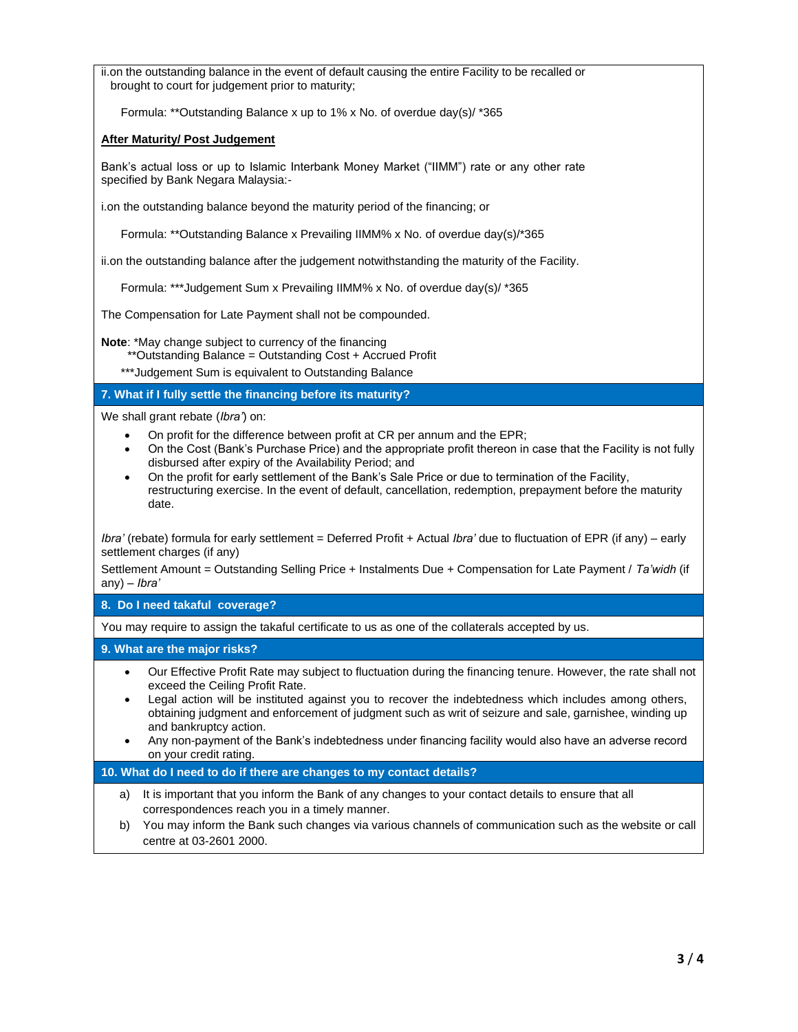ii.on the outstanding balance in the event of default causing the entire Facility to be recalled or brought to court for judgement prior to maturity;

Formula: **Outstanding Balance x up to 1% x No. of overdue day(s)/ *365

**After Maturity/ Post Judgement**

Bank's actual loss or up to Islamic Interbank Money Market ("IIMM") rate or any other rate specified by Bank Negara Malaysia:-

i.on the outstanding balance beyond the maturity period of the financing; or

Formula: **Outstanding Balance x Prevailing IIMM% x No. of overdue day(s)/*365

ii.on the outstanding balance after the judgement notwithstanding the maturity of the Facility.

Formula: ***Judgement Sum x Prevailing IIMM% x No. of overdue day(s)/ *365

The Compensation for Late Payment shall not be compounded.

**Note**: *May change subject to currency of the financing
**Outstanding Balance = Outstanding Cost + Accrued Profit
***Judgement Sum is equivalent to Outstanding Balance

## 7. What if I fully settle the financing before its maturity?

We shall grant rebate (*Ibra'*) on:

- On profit for the difference between profit at CR per annum and the EPR;
- On the Cost (Bank's Purchase Price) and the appropriate profit thereon in case that the Facility is not fully disbursed after expiry of the Availability Period; and
- On the profit for early settlement of the Bank's Sale Price or due to termination of the Facility, restructuring exercise. In the event of default, cancellation, redemption, prepayment before the maturity date.

*Ibra'* (rebate) formula for early settlement = Deferred Profit + Actual *Ibra'* due to fluctuation of EPR (if any) – early settlement charges (if any)

Settlement Amount = Outstanding Selling Price + Instalments Due + Compensation for Late Payment / *Ta'widh* (if any) – *Ibra'*

## 8. Do I need takaful coverage?

You may require to assign the takaful certificate to us as one of the collaterals accepted by us.

## 9. What are the major risks?

- Our Effective Profit Rate may subject to fluctuation during the financing tenure. However, the rate shall not exceed the Ceiling Profit Rate.
- Legal action will be instituted against you to recover the indebtedness which includes among others, obtaining judgment and enforcement of judgment such as writ of seizure and sale, garnishee, winding up and bankruptcy action.
- Any non-payment of the Bank's indebtedness under financing facility would also have an adverse record on your credit rating.

## 10. What do I need to do if there are changes to my contact details?

a) It is important that you inform the Bank of any changes to your contact details to ensure that all correspondences reach you in a timely manner.

b) You may inform the Bank such changes via various channels of communication such as the website or call centre at 03-2601 2000.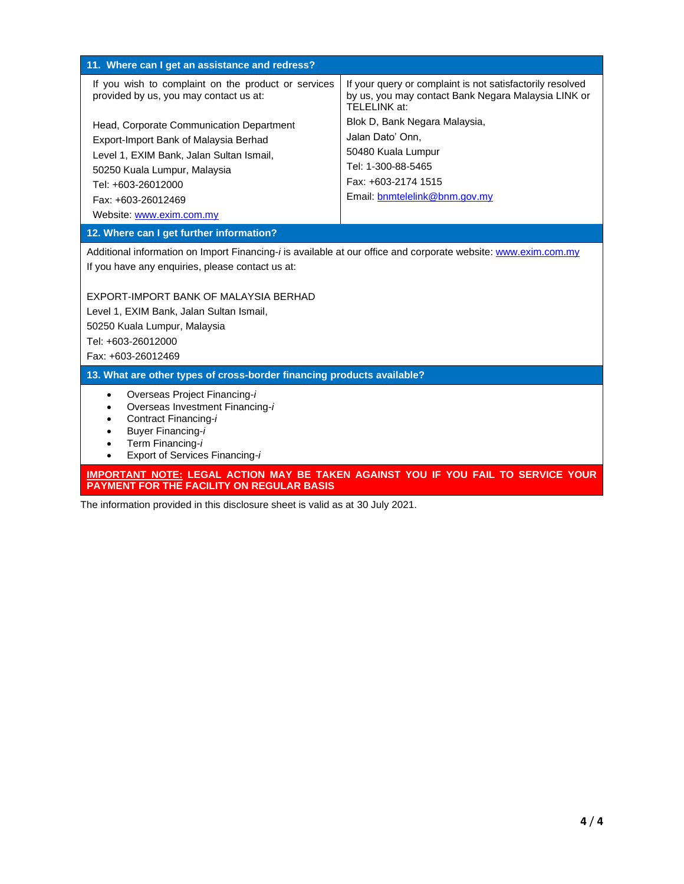## 11. Where can I get an assistance and redress?

If you wish to complaint on the product or services provided by us, you may contact us at:

Head, Corporate Communication Department
Export-Import Bank of Malaysia Berhad
Level 1, EXIM Bank, Jalan Sultan Ismail,
50250 Kuala Lumpur, Malaysia
Tel: +603-26012000
Fax: +603-26012469
Website: www.exim.com.my

If your query or complaint is not satisfactorily resolved by us, you may contact Bank Negara Malaysia LINK or TELELINK at:

Blok D, Bank Negara Malaysia,
Jalan Dato' Onn,
50480 Kuala Lumpur
Tel: 1-300-88-5465
Fax: +603-2174 1515
Email: bnmtelelink@bnm.gov.my

## 12. Where can I get further information?

Additional information on Import Financing-*i* is available at our office and corporate website: www.exim.com.my
If you have any enquiries, please contact us at:

EXPORT-IMPORT BANK OF MALAYSIA BERHAD
Level 1, EXIM Bank, Jalan Sultan Ismail,
50250 Kuala Lumpur, Malaysia
Tel: +603-26012000
Fax: +603-26012469

## 13. What are other types of cross-border financing products available?

- Overseas Project Financing-*i*
- Overseas Investment Financing-*i*
- Contract Financing-*i*
- Buyer Financing-*i*
- Term Financing-*i*
- Export of Services Financing-*i*

**IMPORTANT NOTE: LEGAL ACTION MAY BE TAKEN AGAINST YOU IF YOU FAIL TO SERVICE YOUR PAYMENT FOR THE FACILITY ON REGULAR BASIS**

The information provided in this disclosure sheet is valid as at 30 July 2021.